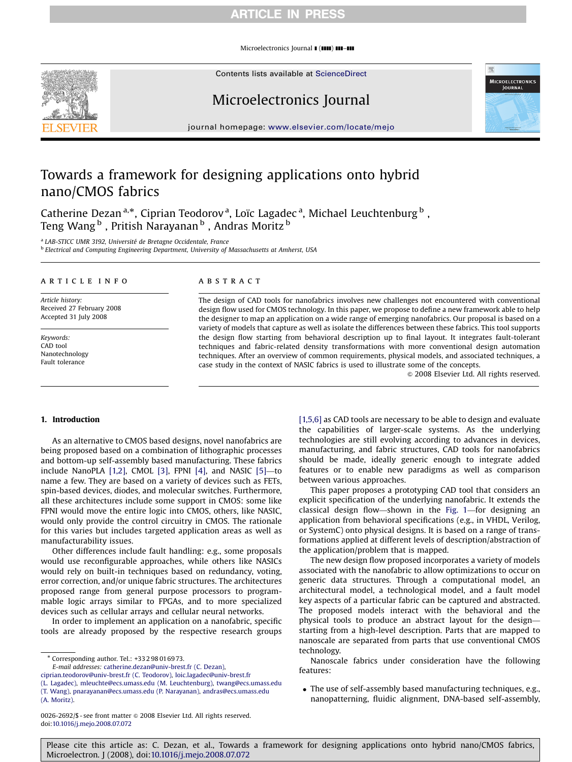# Towards a framework for designing applications onto hybrid nano/CMOS fabrics

Catherine Dezan [a,*], Ciprian Teodorov [a], Loïc Lagadec [a], Michael Leuchtenburg [b], Teng Wang [b], Pritish Narayanan [b], Andras Moritz [b]

[a] LAB-STICC UMR 3192, Université de Bretagne Occidentale, France
[b] Electrical and Computing Engineering Department, University of Massachusetts at Amherst, USA

**ARTICLE INFO**

*Article history:*
Received 27 February 2008
Accepted 31 July 2008

*Keywords:*
CAD tool
Nanotechnology
Fault tolerance

**ABSTRACT**

The design of CAD tools for nanofabrics involves new challenges not encountered with conventional design flow used for CMOS technology. In this paper, we propose to define a new framework able to help the designer to map an application on a wide range of emerging nanofabrics. Our proposal is based on a variety of models that capture as well as isolate the differences between these fabrics. This tool supports the design flow starting from behavioral description up to final layout. It integrates fault-tolerant techniques and fabric-related density transformations with more conventional design automation techniques. After an overview of common requirements, physical models, and associated techniques, a case study in the context of NASIC fabrics is used to illustrate some of the concepts.

© 2008 Elsevier Ltd. All rights reserved.

## 1. Introduction

As an alternative to CMOS based designs, novel nanofabrics are being proposed based on a combination of lithographic processes and bottom-up self-assembly based manufacturing. These fabrics include NanoPLA [1,2], CMOL [3], FPNI [4], and NASIC [5]—to name a few. They are based on a variety of devices such as FETs, spin-based devices, diodes, and molecular switches. Furthermore, all these architectures include some support in CMOS: some like FPNI would move the entire logic into CMOS, others, like NASIC, would only provide the control circuitry in CMOS. The rationale for this varies but includes targeted application areas as well as manufacturability issues.

Other differences include fault handling: e.g., some proposals would use reconfigurable approaches, while others like NASICs would rely on built-in techniques based on redundancy, voting, error correction, and/or unique fabric structures. The architectures proposed range from general purpose processors to programmable logic arrays similar to FPGAs, and to more specialized devices such as cellular arrays and cellular neural networks.

In order to implement an application on a nanofabric, specific tools are already proposed by the respective research groups [1,5,6] as CAD tools are necessary to be able to design and evaluate the capabilities of larger-scale systems. As the underlying technologies are still evolving according to advances in devices, manufacturing, and fabric structures, CAD tools for nanofabrics should be made, ideally generic enough to integrate added features or to enable new paradigms as well as comparison between various approaches.

This paper proposes a prototyping CAD tool that considers an explicit specification of the underlying nanofabric. It extends the classical design flow—shown in the Fig. 1—for designing an application from behavioral specifications (e.g., in VHDL, Verilog, or SystemC) onto physical designs. It is based on a range of transformations applied at different levels of description/abstraction of the application/problem that is mapped.

The new design flow proposed incorporates a variety of models associated with the nanofabric to allow optimizations to occur on generic data structures. Through a computational model, an architectural model, a technological model, and a fault model key aspects of a particular fabric can be captured and abstracted. The proposed models interact with the behavioral and the physical tools to produce an abstract layout for the design—starting from a high-level description. Parts that are mapped to nanoscale are separated from parts that use conventional CMOS technology.

Nanoscale fabrics under consideration have the following features:

- The use of self-assembly based manufacturing techniques, e.g., nanopatterning, fluidic alignment, DNA-based self-assembly,

---

* Corresponding author. Tel.: +33 2 98 01 69 73.
*E-mail addresses:* catherine.dezan@univ-brest.fr (C. Dezan), ciprian.teodorov@univ-brest.fr (C. Teodorov), loic.lagadec@univ-brest.fr (L. Lagadec), mleuchte@ecs.umass.edu (M. Leuchtenburg), twang@ecs.umass.edu (T. Wang), pnarayanan@ecs.umass.edu (P. Narayanan), andras@ecs.umass.edu (A. Moritz).

0026-2692/$ - see front matter © 2008 Elsevier Ltd. All rights reserved.
doi:10.1016/j.mejo.2008.07.072

Please cite this article as: C. Dezan, et al., Towards a framework for designing applications onto hybrid nano/CMOS fabrics, Microelectron. J (2008), doi:10.1016/j.mejo.2008.07.072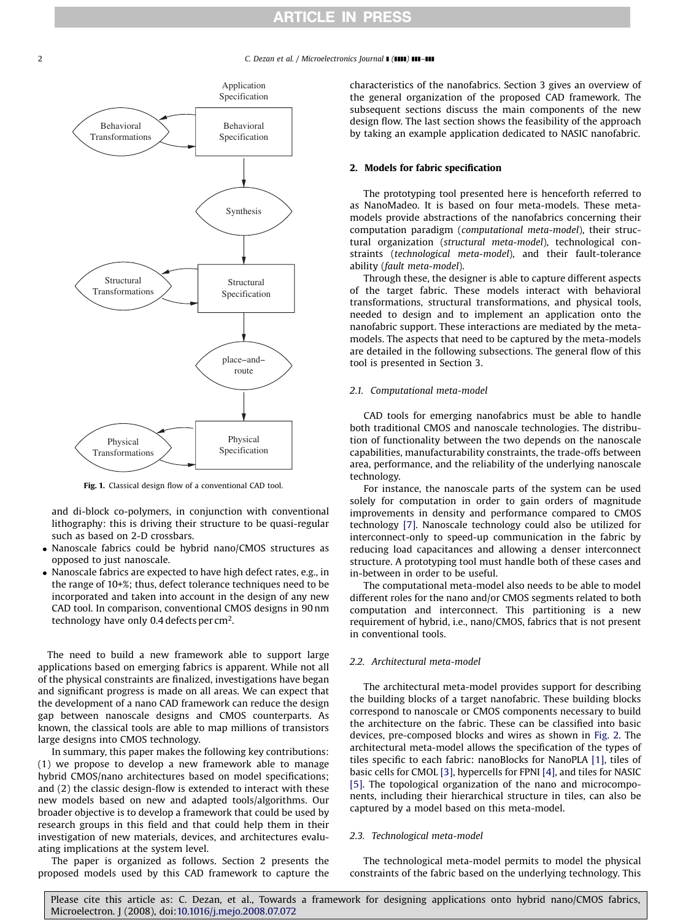Application Specification

Behavioral Transformations — Behavioral Specification

Synthesis

Structural Transformations — Structural Specification

place–and–route

Physical Transformations — Physical Specification

**Fig. 1.** Classical design flow of a conventional CAD tool.

and di-block co-polymers, in conjunction with conventional lithography: this is driving their structure to be quasi-regular such as based on 2-D crossbars.

- Nanoscale fabrics could be hybrid nano/CMOS structures as opposed to just nanoscale.
- Nanoscale fabrics are expected to have high defect rates, e.g., in the range of 10+%; thus, defect tolerance techniques need to be incorporated and taken into account in the design of any new CAD tool. In comparison, conventional CMOS designs in 90 nm technology have only 0.4 defects per $cm^2$.

The need to build a new framework able to support large applications based on emerging fabrics is apparent. While not all of the physical constraints are finalized, investigations have began and significant progress is made on all areas. We can expect that the development of a nano CAD framework can reduce the design gap between nanoscale designs and CMOS counterparts. As known, the classical tools are able to map millions of transistors large designs into CMOS technology.

In summary, this paper makes the following key contributions: (1) we propose to develop a new framework able to manage hybrid CMOS/nano architectures based on model specifications; and (2) the classic design-flow is extended to interact with these new models based on new and adapted tools/algorithms. Our broader objective is to develop a framework that could be used by research groups in this field and that could help them in their investigation of new materials, devices, and architectures evaluating implications at the system level.

The paper is organized as follows. Section 2 presents the proposed models used by this CAD framework to capture the characteristics of the nanofabrics. Section 3 gives an overview of the general organization of the proposed CAD framework. The subsequent sections discuss the main components of the new design flow. The last section shows the feasibility of the approach by taking an example application dedicated to NASIC nanofabric.

## 2. Models for fabric specification

The prototyping tool presented here is henceforth referred to as NanoMadeo. It is based on four meta-models. These meta-models provide abstractions of the nanofabrics concerning their computation paradigm (*computational meta-model*), their structural organization (*structural meta-model*), technological constraints (*technological meta-model*), and their fault-tolerance ability (*fault meta-model*).

Through these, the designer is able to capture different aspects of the target fabric. These models interact with behavioral transformations, structural transformations, and physical tools, needed to design and to implement an application onto the nanofabric support. These interactions are mediated by the meta-models. The aspects that need to be captured by the meta-models are detailed in the following subsections. The general flow of this tool is presented in Section 3.

### 2.1. Computational meta-model

CAD tools for emerging nanofabrics must be able to handle both traditional CMOS and nanoscale technologies. The distribution of functionality between the two depends on the nanoscale capabilities, manufacturability constraints, the trade-offs between area, performance, and the reliability of the underlying nanoscale technology.

For instance, the nanoscale parts of the system can be used solely for computation in order to gain orders of magnitude improvements in density and performance compared to CMOS technology [7]. Nanoscale technology could also be utilized for interconnect-only to speed-up communication in the fabric by reducing load capacitances and allowing a denser interconnect structure. A prototyping tool must handle both of these cases and in-between in order to be useful.

The computational meta-model also needs to be able to model different roles for the nano and/or CMOS segments related to both computation and interconnect. This partitioning is a new requirement of hybrid, i.e., nano/CMOS, fabrics that is not present in conventional tools.

### 2.2. Architectural meta-model

The architectural meta-model provides support for describing the building blocks of a target nanofabric. These building blocks correspond to nanoscale or CMOS components necessary to build the architecture on the fabric. These can be classified into basic devices, pre-composed blocks and wires as shown in Fig. 2. The architectural meta-model allows the specification of the types of tiles specific to each fabric: nanoBlocks for NanoPLA [1], tiles of basic cells for CMOL [3], hypercells for FPNI [4], and tiles for NASIC [5]. The topological organization of the nano and microcomponents, including their hierarchical structure in tiles, can also be captured by a model based on this meta-model.

### 2.3. Technological meta-model

The technological meta-model permits to model the physical constraints of the fabric based on the underlying technology. This

Please cite this article as: C. Dezan, et al., Towards a framework for designing applications onto hybrid nano/CMOS fabrics, Microelectron. J (2008), doi:10.1016/j.mejo.2008.07.072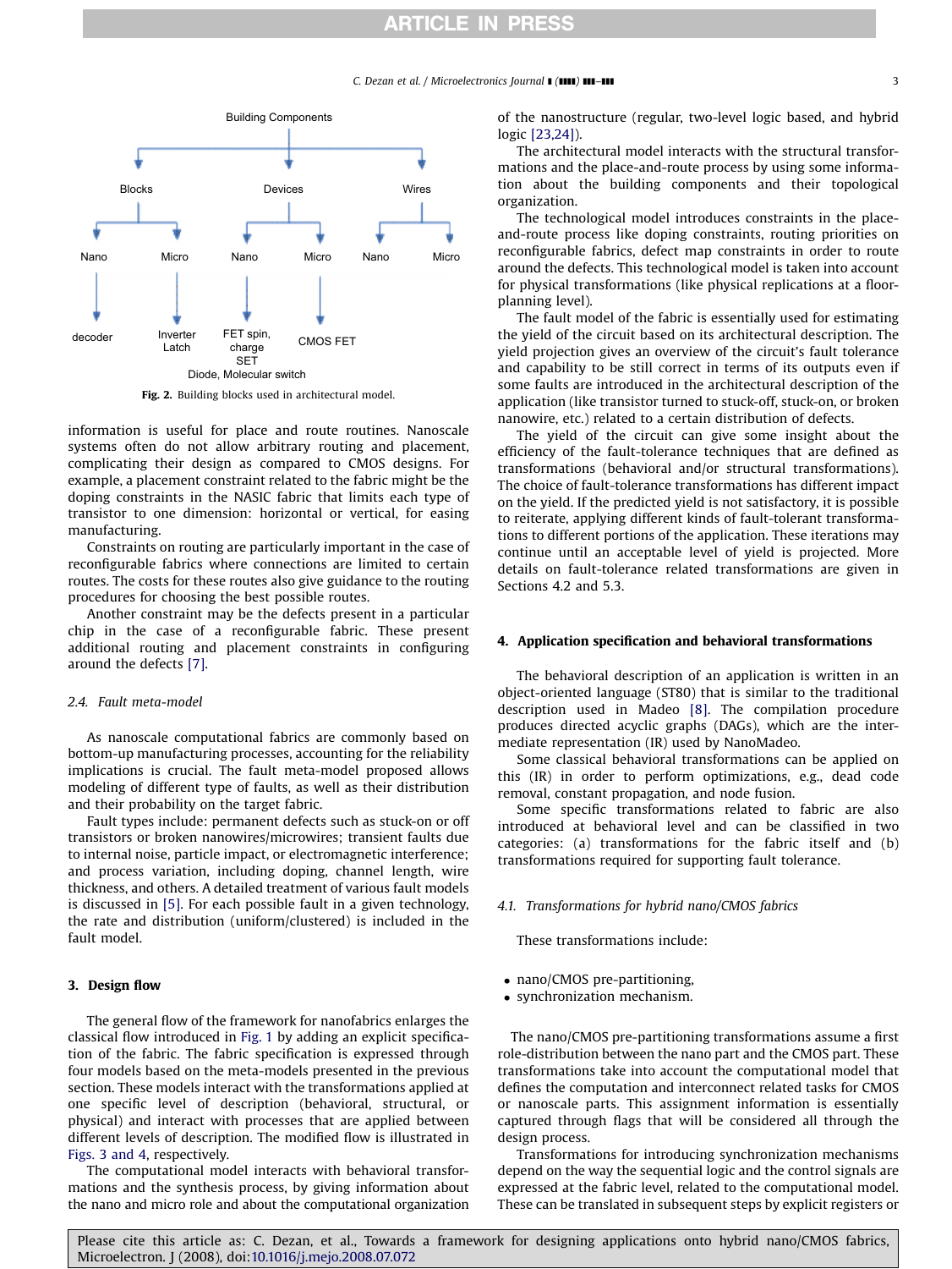Building Components

Blocks

Devices

Wires

Nano

Micro

Nano

Micro

Nano

Micro

decoder

Inverter
Latch

FET spin,
charge
SET

CMOS FET

Diode, Molecular switch

**Fig. 2.** Building blocks used in architectural model.

information is useful for place and route routines. Nanoscale systems often do not allow arbitrary routing and placement, complicating their design as compared to CMOS designs. For example, a placement constraint related to the fabric might be the doping constraints in the NASIC fabric that limits each type of transistor to one dimension: horizontal or vertical, for easing manufacturing.

Constraints on routing are particularly important in the case of reconfigurable fabrics where connections are limited to certain routes. The costs for these routes also give guidance to the routing procedures for choosing the best possible routes.

Another constraint may be the defects present in a particular chip in the case of a reconfigurable fabric. These present additional routing and placement constraints in configuring around the defects [7].

### 2.4. Fault meta-model

As nanoscale computational fabrics are commonly based on bottom-up manufacturing processes, accounting for the reliability implications is crucial. The fault meta-model proposed allows modeling of different type of faults, as well as their distribution and their probability on the target fabric.

Fault types include: permanent defects such as stuck-on or off transistors or broken nanowires/microwires; transient faults due to internal noise, particle impact, or electromagnetic interference; and process variation, including doping, channel length, wire thickness, and others. A detailed treatment of various fault models is discussed in [5]. For each possible fault in a given technology, the rate and distribution (uniform/clustered) is included in the fault model.

## 3. Design flow

The general flow of the framework for nanofabrics enlarges the classical flow introduced in Fig. 1 by adding an explicit specification of the fabric. The fabric specification is expressed through four models based on the meta-models presented in the previous section. These models interact with the transformations applied at one specific level of description (behavioral, structural, or physical) and interact with processes that are applied between different levels of description. The modified flow is illustrated in Figs. 3 and 4, respectively.

The computational model interacts with behavioral transformations and the synthesis process, by giving information about the nano and micro role and about the computational organization of the nanostructure (regular, two-level logic based, and hybrid logic [23,24]).

The architectural model interacts with the structural transformations and the place-and-route process by using some information about the building components and their topological organization.

The technological model introduces constraints in the place-and-route process like doping constraints, routing priorities on reconfigurable fabrics, defect map constraints in order to route around the defects. This technological model is taken into account for physical transformations (like physical replications at a floorplanning level).

The fault model of the fabric is essentially used for estimating the yield of the circuit based on its architectural description. The yield projection gives an overview of the circuit's fault tolerance and capability to be still correct in terms of its outputs even if some faults are introduced in the architectural description of the application (like transistor turned to stuck-off, stuck-on, or broken nanowire, etc.) related to a certain distribution of defects.

The yield of the circuit can give some insight about the efficiency of the fault-tolerance techniques that are defined as transformations (behavioral and/or structural transformations). The choice of fault-tolerance transformations has different impact on the yield. If the predicted yield is not satisfactory, it is possible to reiterate, applying different kinds of fault-tolerant transformations to different portions of the application. These iterations may continue until an acceptable level of yield is projected. More details on fault-tolerance related transformations are given in Sections 4.2 and 5.3.

## 4. Application specification and behavioral transformations

The behavioral description of an application is written in an object-oriented language (ST80) that is similar to the traditional description used in Madeo [8]. The compilation procedure produces directed acyclic graphs (DAGs), which are the intermediate representation (IR) used by NanoMadeo.

Some classical behavioral transformations can be applied on this (IR) in order to perform optimizations, e.g., dead code removal, constant propagation, and node fusion.

Some specific transformations related to fabric are also introduced at behavioral level and can be classified in two categories: (a) transformations for the fabric itself and (b) transformations required for supporting fault tolerance.

### 4.1. Transformations for hybrid nano/CMOS fabrics

These transformations include:

- nano/CMOS pre-partitioning,
- synchronization mechanism.

The nano/CMOS pre-partitioning transformations assume a first role-distribution between the nano part and the CMOS part. These transformations take into account the computational model that defines the computation and interconnect related tasks for CMOS or nanoscale parts. This assignment information is essentially captured through flags that will be considered all through the design process.

Transformations for introducing synchronization mechanisms depend on the way the sequential logic and the control signals are expressed at the fabric level, related to the computational model. These can be translated in subsequent steps by explicit registers or

Please cite this article as: C. Dezan, et al., Towards a framework for designing applications onto hybrid nano/CMOS fabrics, Microelectron. J (2008), doi:10.1016/j.mejo.2008.07.072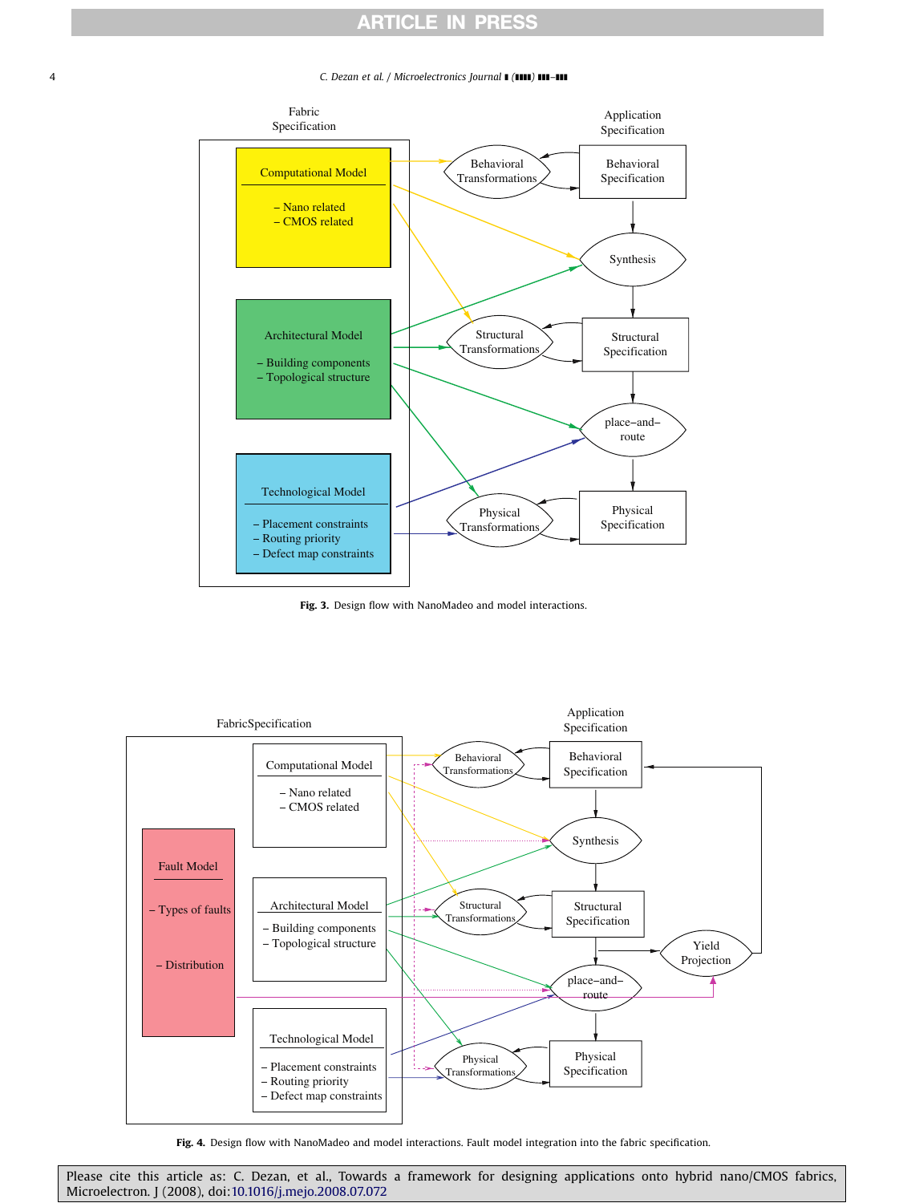Fig. 3. Design flow with NanoMadeo and model interactions.

Fig. 4. Design flow with NanoMadeo and model interactions. Fault model integration into the fabric specification.

Please cite this article as: C. Dezan, et al., Towards a framework for designing applications onto hybrid nano/CMOS fabrics, Microelectron. J (2008), doi:10.1016/j.mejo.2008.07.072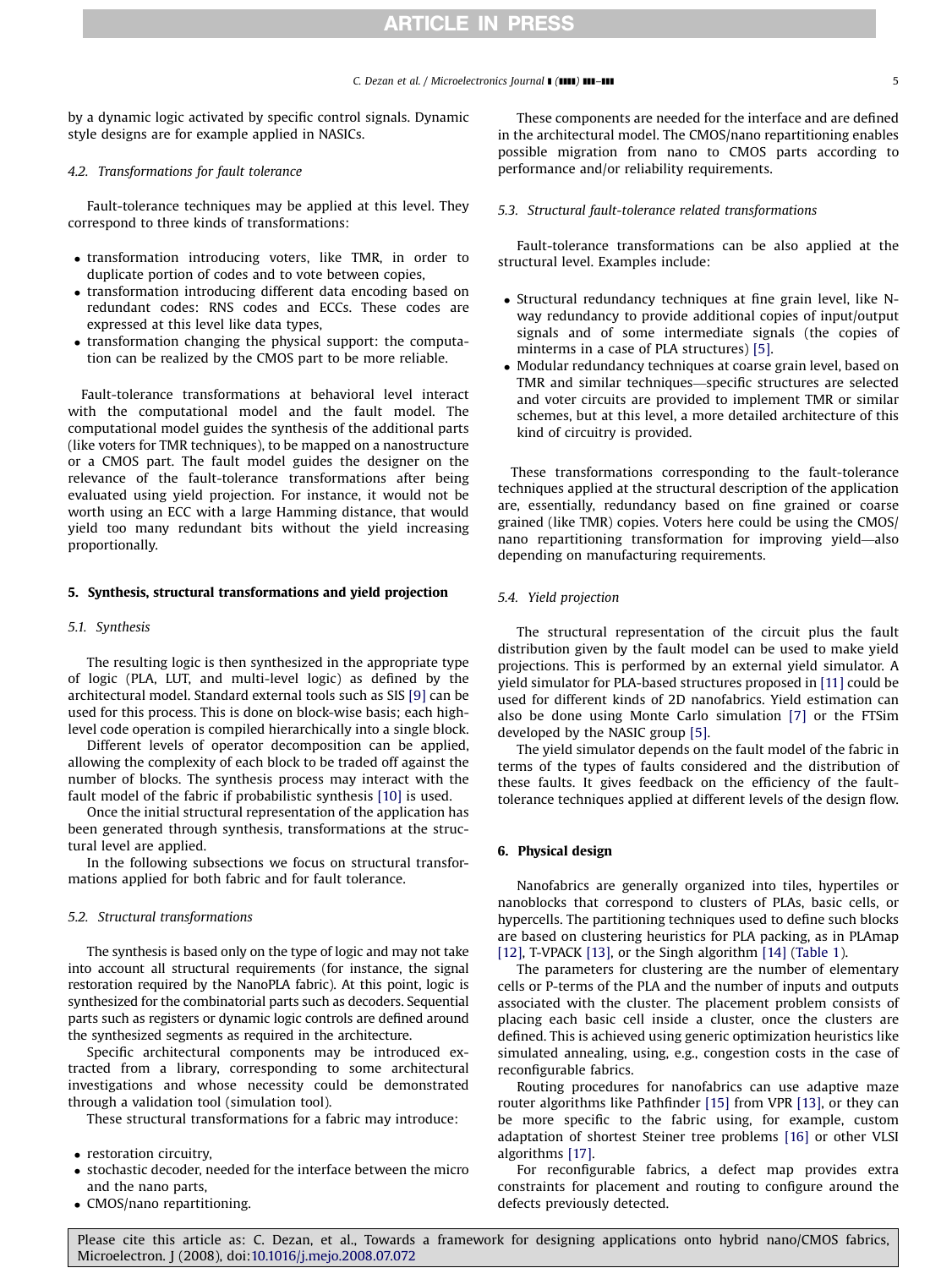by a dynamic logic activated by specific control signals. Dynamic style designs are for example applied in NASICs.

### 4.2. Transformations for fault tolerance

Fault-tolerance techniques may be applied at this level. They correspond to three kinds of transformations:

- transformation introducing voters, like TMR, in order to duplicate portion of codes and to vote between copies,
- transformation introducing different data encoding based on redundant codes: RNS codes and ECCs. These codes are expressed at this level like data types,
- transformation changing the physical support: the computation can be realized by the CMOS part to be more reliable.

Fault-tolerance transformations at behavioral level interact with the computational model and the fault model. The computational model guides the synthesis of the additional parts (like voters for TMR techniques), to be mapped on a nanostructure or a CMOS part. The fault model guides the designer on the relevance of the fault-tolerance transformations after being evaluated using yield projection. For instance, it would not be worth using an ECC with a large Hamming distance, that would yield too many redundant bits without the yield increasing proportionally.

## 5. Synthesis, structural transformations and yield projection

### 5.1. Synthesis

The resulting logic is then synthesized in the appropriate type of logic (PLA, LUT, and multi-level logic) as defined by the architectural model. Standard external tools such as SIS [9] can be used for this process. This is done on block-wise basis; each high-level code operation is compiled hierarchically into a single block.

Different levels of operator decomposition can be applied, allowing the complexity of each block to be traded off against the number of blocks. The synthesis process may interact with the fault model of the fabric if probabilistic synthesis [10] is used.

Once the initial structural representation of the application has been generated through synthesis, transformations at the structural level are applied.

In the following subsections we focus on structural transformations applied for both fabric and for fault tolerance.

### 5.2. Structural transformations

The synthesis is based only on the type of logic and may not take into account all structural requirements (for instance, the signal restoration required by the NanoPLA fabric). At this point, logic is synthesized for the combinatorial parts such as decoders. Sequential parts such as registers or dynamic logic controls are defined around the synthesized segments as required in the architecture.

Specific architectural components may be introduced extracted from a library, corresponding to some architectural investigations and whose necessity could be demonstrated through a validation tool (simulation tool).

These structural transformations for a fabric may introduce:

- restoration circuitry,
- stochastic decoder, needed for the interface between the micro and the nano parts,
- CMOS/nano repartitioning.

These components are needed for the interface and are defined in the architectural model. The CMOS/nano repartitioning enables possible migration from nano to CMOS parts according to performance and/or reliability requirements.

### 5.3. Structural fault-tolerance related transformations

Fault-tolerance transformations can be also applied at the structural level. Examples include:

- Structural redundancy techniques at fine grain level, like N-way redundancy to provide additional copies of input/output signals and of some intermediate signals (the copies of minterms in a case of PLA structures) [5].
- Modular redundancy techniques at coarse grain level, based on TMR and similar techniques—specific structures are selected and voter circuits are provided to implement TMR or similar schemes, but at this level, a more detailed architecture of this kind of circuitry is provided.

These transformations corresponding to the fault-tolerance techniques applied at the structural description of the application are, essentially, redundancy based on fine grained or coarse grained (like TMR) copies. Voters here could be using the CMOS/nano repartitioning transformation for improving yield—also depending on manufacturing requirements.

### 5.4. Yield projection

The structural representation of the circuit plus the fault distribution given by the fault model can be used to make yield projections. This is performed by an external yield simulator. A yield simulator for PLA-based structures proposed in [11] could be used for different kinds of 2D nanofabrics. Yield estimation can also be done using Monte Carlo simulation [7] or the FTSim developed by the NASIC group [5].

The yield simulator depends on the fault model of the fabric in terms of the types of faults considered and the distribution of these faults. It gives feedback on the efficiency of the fault-tolerance techniques applied at different levels of the design flow.

## 6. Physical design

Nanofabrics are generally organized into tiles, hypertiles or nanoblocks that correspond to clusters of PLAs, basic cells, or hypercells. The partitioning techniques used to define such blocks are based on clustering heuristics for PLA packing, as in PLAmap [12], T-VPACK [13], or the Singh algorithm [14] (Table 1).

The parameters for clustering are the number of elementary cells or P-terms of the PLA and the number of inputs and outputs associated with the cluster. The placement problem consists of placing each basic cell inside a cluster, once the clusters are defined. This is achieved using generic optimization heuristics like simulated annealing, using, e.g., congestion costs in the case of reconfigurable fabrics.

Routing procedures for nanofabrics can use adaptive maze router algorithms like Pathfinder [15] from VPR [13], or they can be more specific to the fabric using, for example, custom adaptation of shortest Steiner tree problems [16] or other VLSI algorithms [17].

For reconfigurable fabrics, a defect map provides extra constraints for placement and routing to configure around the defects previously detected.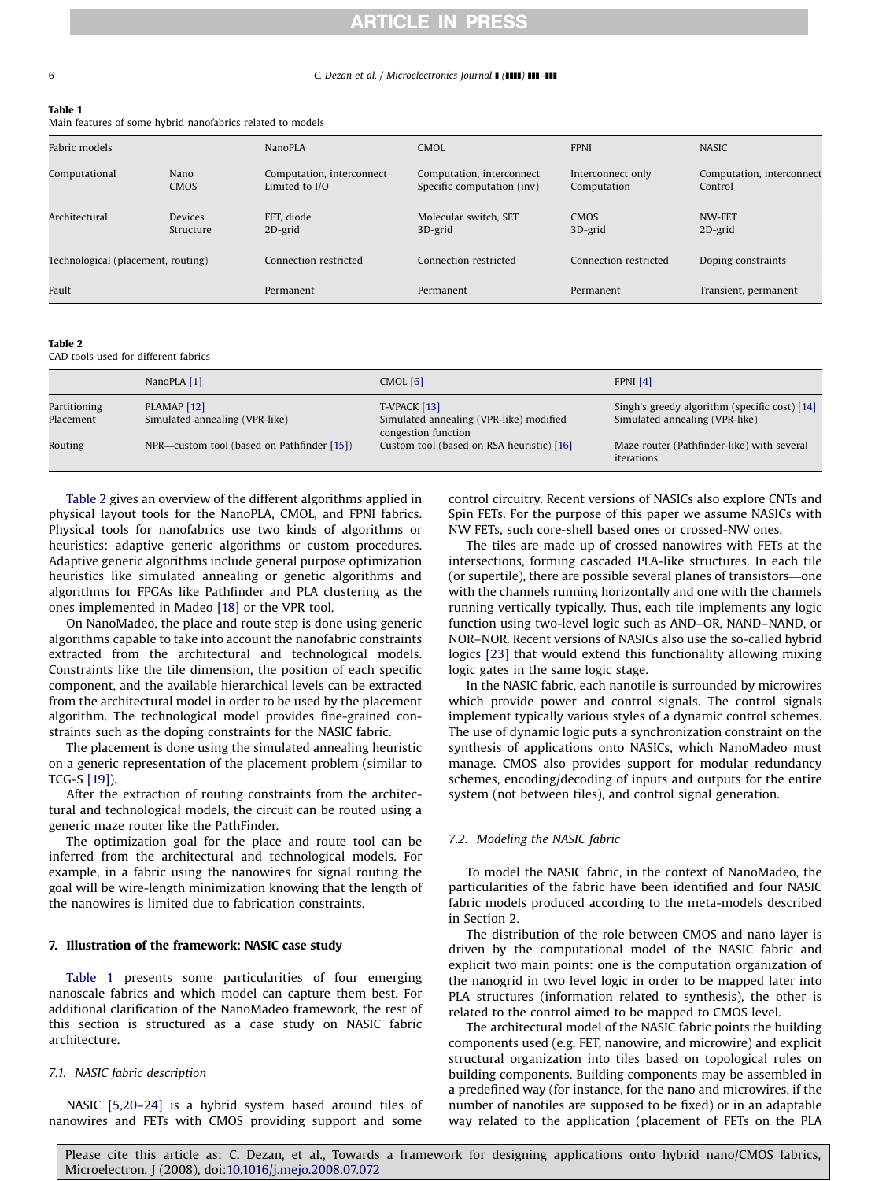**Table 1**
Main features of some hybrid nanofabrics related to models

| Fabric models | | NanoPLA | CMOL | FPNI | NASIC |
|---|---|---|---|---|---|
| Computational | Nano<br>CMOS | Computation, interconnect<br>Limited to I/O | Computation, interconnect<br>Specific computation (inv) | Interconnect only<br>Computation | Computation, interconnect<br>Control |
| Architectural | Devices<br>Structure | FET, diode<br>2D-grid | Molecular switch, SET<br>3D-grid | CMOS<br>3D-grid | NW-FET<br>2D-grid |
| Technological (placement, routing) | | Connection restricted | Connection restricted | Connection restricted | Doping constraints |
| Fault | | Permanent | Permanent | Permanent | Transient, permanent |

**Table 2**
CAD tools used for different fabrics

| | NanoPLA [1] | CMOL [6] | FPNI [4] |
|---|---|---|---|
| Partitioning | PLAMAP [12] | T-VPACK [13] | Singh's greedy algorithm (specific cost) [14] |
| Placement | Simulated annealing (VPR-like) | Simulated annealing (VPR-like) modified congestion function | Simulated annealing (VPR-like) |
| Routing | NPR—custom tool (based on Pathfinder [15]) | Custom tool (based on RSA heuristic) [16] | Maze router (Pathfinder-like) with several iterations |

Table 2 gives an overview of the different algorithms applied in physical layout tools for the NanoPLA, CMOL, and FPNI fabrics. Physical tools for nanofabrics use two kinds of algorithms or heuristics: adaptive generic algorithms or custom procedures. Adaptive generic algorithms include general purpose optimization heuristics like simulated annealing or genetic algorithms and algorithms for FPGAs like Pathfinder and PLA clustering as the ones implemented in Madeo [18] or the VPR tool.

On NanoMadeo, the place and route step is done using generic algorithms capable to take into account the nanofabric constraints extracted from the architectural and technological models. Constraints like the tile dimension, the position of each specific component, and the available hierarchical levels can be extracted from the architectural model in order to be used by the placement algorithm. The technological model provides fine-grained constraints such as the doping constraints for the NASIC fabric.

The placement is done using the simulated annealing heuristic on a generic representation of the placement problem (similar to TCG-S [19]).

After the extraction of routing constraints from the architectural and technological models, the circuit can be routed using a generic maze router like the PathFinder.

The optimization goal for the place and route tool can be inferred from the architectural and technological models. For example, in a fabric using the nanowires for signal routing the goal will be wire-length minimization knowing that the length of the nanowires is limited due to fabrication constraints.

## 7. Illustration of the framework: NASIC case study

Table 1 presents some particularities of four emerging nanoscale fabrics and which model can capture them best. For additional clarification of the NanoMadeo framework, the rest of this section is structured as a case study on NASIC fabric architecture.

### 7.1. NASIC fabric description

NASIC [5,20–24] is a hybrid system based around tiles of nanowires and FETs with CMOS providing support and some control circuitry. Recent versions of NASICs also explore CNTs and Spin FETs. For the purpose of this paper we assume NASICs with NW FETs, such core-shell based ones or crossed-NW ones.

The tiles are made up of crossed nanowires with FETs at the intersections, forming cascaded PLA-like structures. In each tile (or supertile), there are possible several planes of transistors—one with the channels running horizontally and one with the channels running vertically typically. Thus, each tile implements any logic function using two-level logic such as AND–OR, NAND–NAND, or NOR–NOR. Recent versions of NASICs also use the so-called hybrid logics [23] that would extend this functionality allowing mixing logic gates in the same logic stage.

In the NASIC fabric, each nanotile is surrounded by microwires which provide power and control signals. The control signals implement typically various styles of a dynamic control schemes. The use of dynamic logic puts a synchronization constraint on the synthesis of applications onto NASICs, which NanoMadeo must manage. CMOS also provides support for modular redundancy schemes, encoding/decoding of inputs and outputs for the entire system (not between tiles), and control signal generation.

### 7.2. Modeling the NASIC fabric

To model the NASIC fabric, in the context of NanoMadeo, the particularities of the fabric have been identified and four NASIC fabric models produced according to the meta-models described in Section 2.

The distribution of the role between CMOS and nano layer is driven by the computational model of the NASIC fabric and explicit two main points: one is the computation organization of the nanogrid in two level logic in order to be mapped later into PLA structures (information related to synthesis), the other is related to the control aimed to be mapped to CMOS level.

The architectural model of the NASIC fabric points the building components used (e.g. FET, nanowire, and microwire) and explicit structural organization into tiles based on topological rules on building components. Building components may be assembled in a predefined way (for instance, for the nano and microwires, if the number of nanotiles are supposed to be fixed) or in an adaptable way related to the application (placement of FETs on the PLA

Please cite this article as: C. Dezan, et al., Towards a framework for designing applications onto hybrid nano/CMOS fabrics, Microelectron. J (2008), doi:10.1016/j.mejo.2008.07.072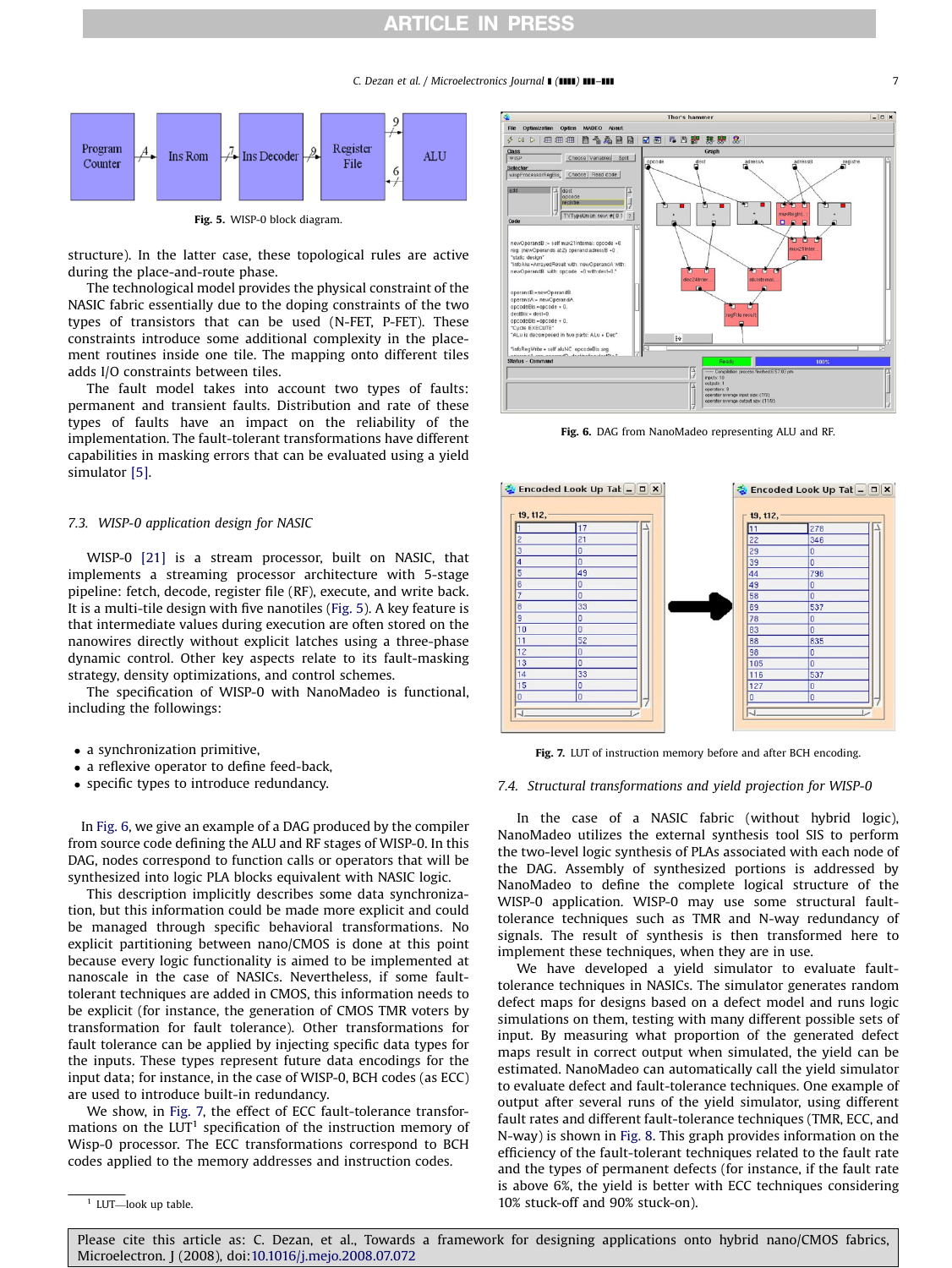Fig. 5. WISP-0 block diagram.

structure). In the latter case, these topological rules are active during the place-and-route phase.

The technological model provides the physical constraint of the NASIC fabric essentially due to the doping constraints of the two types of transistors that can be used (N-FET, P-FET). These constraints introduce some additional complexity in the place-ment routines inside one tile. The mapping onto different tiles adds I/O constraints between tiles.

The fault model takes into account two types of faults: permanent and transient faults. Distribution and rate of these types of faults have an impact on the reliability of the implementation. The fault-tolerant transformations have different capabilities in masking errors that can be evaluated using a yield simulator [5].

### 7.3. WISP-0 application design for NASIC

WISP-0 [21] is a stream processor, built on NASIC, that implements a streaming processor architecture with 5-stage pipeline: fetch, decode, register file (RF), execute, and write back. It is a multi-tile design with five nanotiles (Fig. 5). A key feature is that intermediate values during execution are often stored on the nanowires directly without explicit latches using a three-phase dynamic control. Other key aspects relate to its fault-masking strategy, density optimizations, and control schemes.

The specification of WISP-0 with NanoMadeo is functional, including the followings:

- a synchronization primitive,
- a reflexive operator to define feed-back,
- specific types to introduce redundancy.

In Fig. 6, we give an example of a DAG produced by the compiler from source code defining the ALU and RF stages of WISP-0. In this DAG, nodes correspond to function calls or operators that will be synthesized into logic PLA blocks equivalent with NASIC logic.

This description implicitly describes some data synchronization, but this information could be made more explicit and could be managed through specific behavioral transformations. No explicit partitioning between nano/CMOS is done at this point because every logic functionality is aimed to be implemented at nanoscale in the case of NASICs. Nevertheless, if some fault-tolerant techniques are added in CMOS, this information needs to be explicit (for instance, the generation of CMOS TMR voters by transformation for fault tolerance). Other transformations for fault tolerance can be applied by injecting specific data types for the inputs. These types represent future data encodings for the input data; for instance, in the case of WISP-0, BCH codes (as ECC) are used to introduce built-in redundancy.

We show, in Fig. 7, the effect of ECC fault-tolerance transformations on the LUT[1] specification of the instruction memory of Wisp-0 processor. The ECC transformations correspond to BCH codes applied to the memory addresses and instruction codes.

[1] LUT—look up table.

Fig. 6. DAG from NanoMadeo representing ALU and RF.

Fig. 7. LUT of instruction memory before and after BCH encoding.

### 7.4. Structural transformations and yield projection for WISP-0

In the case of a NASIC fabric (without hybrid logic), NanoMadeo utilizes the external synthesis tool SIS to perform the two-level logic synthesis of PLAs associated with each node of the DAG. Assembly of synthesized portions is addressed by NanoMadeo to define the complete logical structure of the WISP-0 application. WISP-0 may use some structural fault-tolerance techniques such as TMR and N-way redundancy of signals. The result of synthesis is then transformed here to implement these techniques, when they are in use.

We have developed a yield simulator to evaluate fault-tolerance techniques in NASICs. The simulator generates random defect maps for designs based on a defect model and runs logic simulations on them, testing with many different possible sets of input. By measuring what proportion of the generated defect maps result in correct output when simulated, the yield can be estimated. NanoMadeo can automatically call the yield simulator to evaluate defect and fault-tolerance techniques. One example of output after several runs of the yield simulator, using different fault rates and different fault-tolerance techniques (TMR, ECC, and N-way) is shown in Fig. 8. This graph provides information on the efficiency of the fault-tolerant techniques related to the fault rate and the types of permanent defects (for instance, if the fault rate is above 6%, the yield is better with ECC techniques considering 10% stuck-off and 90% stuck-on).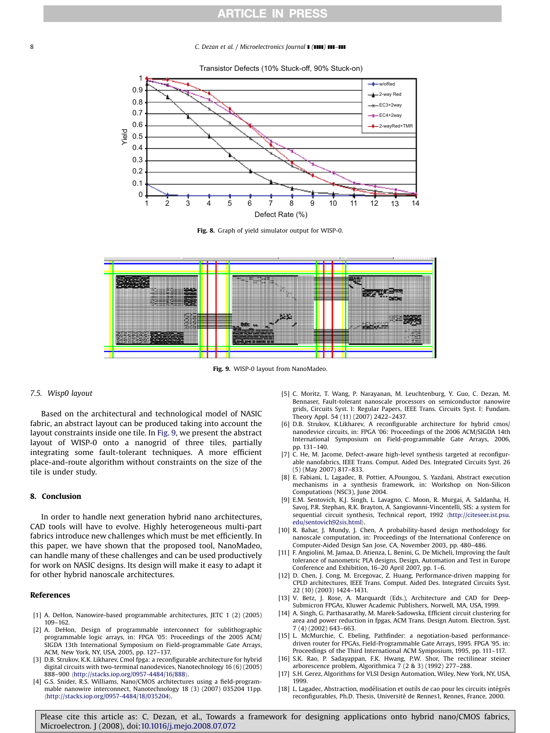Fig. 8. Graph of yield simulator output for WISP-0.

Fig. 9. WISP-0 layout from NanoMadeo.

### 7.5. Wisp0 layout

Based on the architectural and technological model of NASIC fabric, an abstract layout can be produced taking into account the layout constraints inside one tile. In Fig. 9, we present the abstract layout of WISP-0 onto a nanogrid of three tiles, partially integrating some fault-tolerant techniques. A more efficient place-and-route algorithm without constraints on the size of the tile is under study.

## 8. Conclusion

In order to handle next generation hybrid nano architectures, CAD tools will have to evolve. Highly heterogeneous multi-part fabrics introduce new challenges which must be met efficiently. In this paper, we have shown that the proposed tool, NanoMadeo, can handle many of these challenges and can be used productively for work on NASIC designs. Its design will make it easy to adapt it for other hybrid nanoscale architectures.

## References

[1] A. DeHon, Nanowire-based programmable architectures, JETC 1 (2) (2005) 109–162.

[2] A. DeHon, Design of programmable interconnect for sublithographic programmable logic arrays, in: FPGA '05: Proceedings of the 2005 ACM/SIGDA 13th International Symposium on Field-programmable Gate Arrays, ACM, New York, NY, USA, 2005, pp. 127–137.

[3] D.B. Strukov, K.K. Likharev, Cmol fpga: a reconfigurable architecture for hybrid digital circuits with two-terminal nanodevices, Nanotechnology 16 (6) (2005) 888–900 ⟨http://stacks.iop.org/0957-4484/16/888⟩.

[4] G.S. Snider, R.S. Williams, Nano/CMOS architectures using a field-programmable nanowire interconnect, Nanotechnology 18 (3) (2007) 035204 11pp. ⟨http://stacks.iop.org/0957-4484/18/035204⟩.

[5] C. Moritz, T. Wang, P. Narayanan, M. Leuchtenburg, Y. Guo, C. Dezan, M. Bennaser, Fault-tolerant nanoscale processors on semiconductor nanowire grids, Circuits Syst. I: Regular Papers, IEEE Trans. Circuits Syst. I: Fundam. Theory Appl. 54 (11) (2007) 2422–2437.

[6] D.B. Strukov, K.Likharev, A reconfigurable architecture for hybrid cmos/nanodevice circuits, in: FPGA '06: Proceedings of the 2006 ACM/SIGDA 14th International Symposium on Field-programmable Gate Arrays, 2006, pp. 131–140.

[7] C. He, M. Jacome, Defect-aware high-level synthesis targeted at reconfigurable nanofabrics, IEEE Trans. Comput. Aided Des. Integrated Circuits Syst. 26 (5) (May 2007) 817–833.

[8] E. Fabiani, L. Lagadec, B. Pottier, A.Poungou, S. Yazdani, Abstract execution mechanisms in a synthesis framework, in: Workshop on Non-Silicon Computations (NSC3), June 2004.

[9] E.M. Sentovich, K.J. Singh, L. Lavagno, C. Moon, R. Murgai, A. Saldanha, H. Savoj, P.R. Stephan, R.K. Brayton, A. Sangiovanni-Vincentelli, SIS: a system for sequential circuit synthesis, Technical report, 1992 ⟨http://citeseer.ist.psu.edu/sentovich92sis.html⟩.

[10] R. Bahar, J. Mundy, J. Chen, A probability-based design methodology for nanoscale computation, in: Proceedings of the International Conference on Computer-Aided Design San Jose, CA, November 2003, pp. 480–486.

[11] F. Angiolini, M. Jamaa, D. Atienza, L. Benini, G. De Micheli, Improving the fault tolerance of nanometric PLA designs, Design, Automation and Test in Europe Conference and Exhibition, 16–20 April 2007, pp. 1–6.

[12] D. Chen, J. Cong, M. Ercegovac, Z. Huang, Performance-driven mapping for CPLD architectures, IEEE Trans. Comput. Aided Des. Integrated Circuits Syst. 22 (10) (2003) 1424–1431.

[13] V. Betz, J. Rose, A. Marquardt (Eds.), Architecture and CAD for Deep-Submicron FPGAs, Kluwer Academic Publishers, Norwell, MA, USA, 1999.

[14] A. Singh, G. Parthasarathy, M. Marek-Sadowska, Efficient circuit clustering for area and power reduction in fpgas, ACM Trans. Design Autom. Electron. Syst. 7 (4) (2002) 643–663.

[15] L. McMurchie, C. Ebeling, Pathfinder: a negotiation-based performance-driven router for FPGAs, Field-Programmable Gate Arrays, 1995. FPGA '95. in: Proceedings of the Third International ACM Symposium, 1995, pp. 111–117.

[16] S.K. Rao, P. Sadayappan, F.K. Hwang, P.W. Shor, The rectilinear steiner arborescence problem, Algorithmica 7 (2 & 3) (1992) 277–288.

[17] S.H. Gerez, Algorithms for VLSI Design Automation, Wiley, New York, NY, USA, 1999.

[18] L. Lagadec, Abstraction, modélisation et outils de cao pour les circuits intégrés reconfigurables, Ph.D. Thesis, Université de Rennes1, Rennes, France, 2000.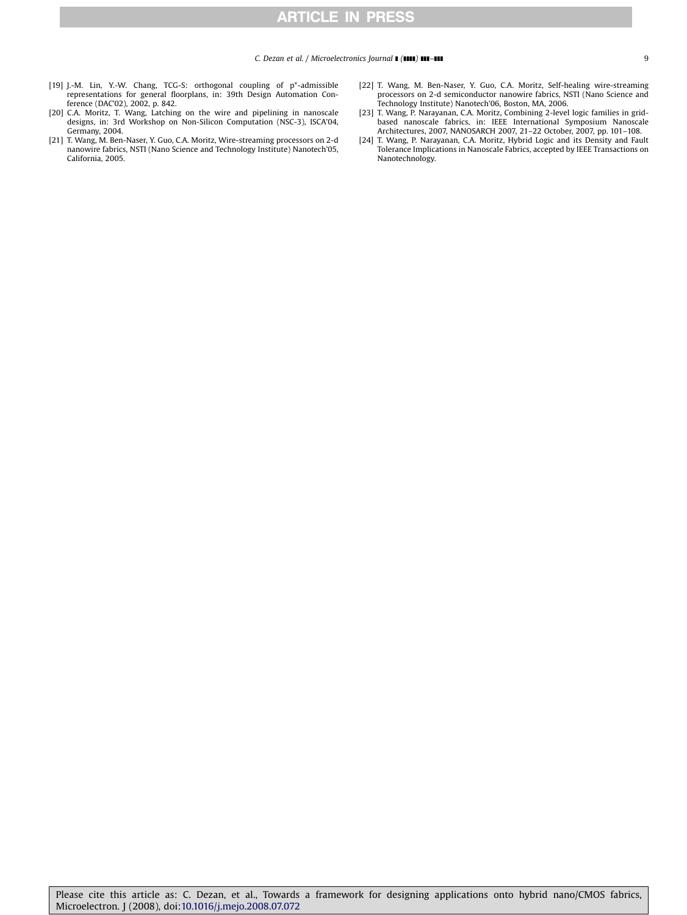[19] J.-M. Lin, Y.-W. Chang, TCG-S: orthogonal coupling of p*-admissible representations for general floorplans, in: 39th Design Automation Conference (DAC'02), 2002, p. 842.

[20] C.A. Moritz, T. Wang, Latching on the wire and pipelining in nanoscale designs, in: 3rd Workshop on Non-Silicon Computation (NSC-3), ISCA'04, Germany, 2004.

[21] T. Wang, M. Ben-Naser, Y. Guo, C.A. Moritz, Wire-streaming processors on 2-d nanowire fabrics, NSTI (Nano Science and Technology Institute) Nanotech'05, California, 2005.

[22] T. Wang, M. Ben-Naser, Y. Guo, C.A. Moritz, Self-healing wire-streaming processors on 2-d semiconductor nanowire fabrics, NSTI (Nano Science and Technology Institute) Nanotech'06, Boston, MA, 2006.

[23] T. Wang, P. Narayanan, C.A. Moritz, Combining 2-level logic families in grid-based nanoscale fabrics, in: IEEE International Symposium Nanoscale Architectures, 2007, NANOSARCH 2007, 21–22 October, 2007, pp. 101–108.

[24] T. Wang, P. Narayanan, C.A. Moritz, Hybrid Logic and its Density and Fault Tolerance Implications in Nanoscale Fabrics, accepted by IEEE Transactions on Nanotechnology.

Please cite this article as: C. Dezan, et al., Towards a framework for designing applications onto hybrid nano/CMOS fabrics, Microelectron. J (2008), doi:10.1016/j.mejo.2008.07.072